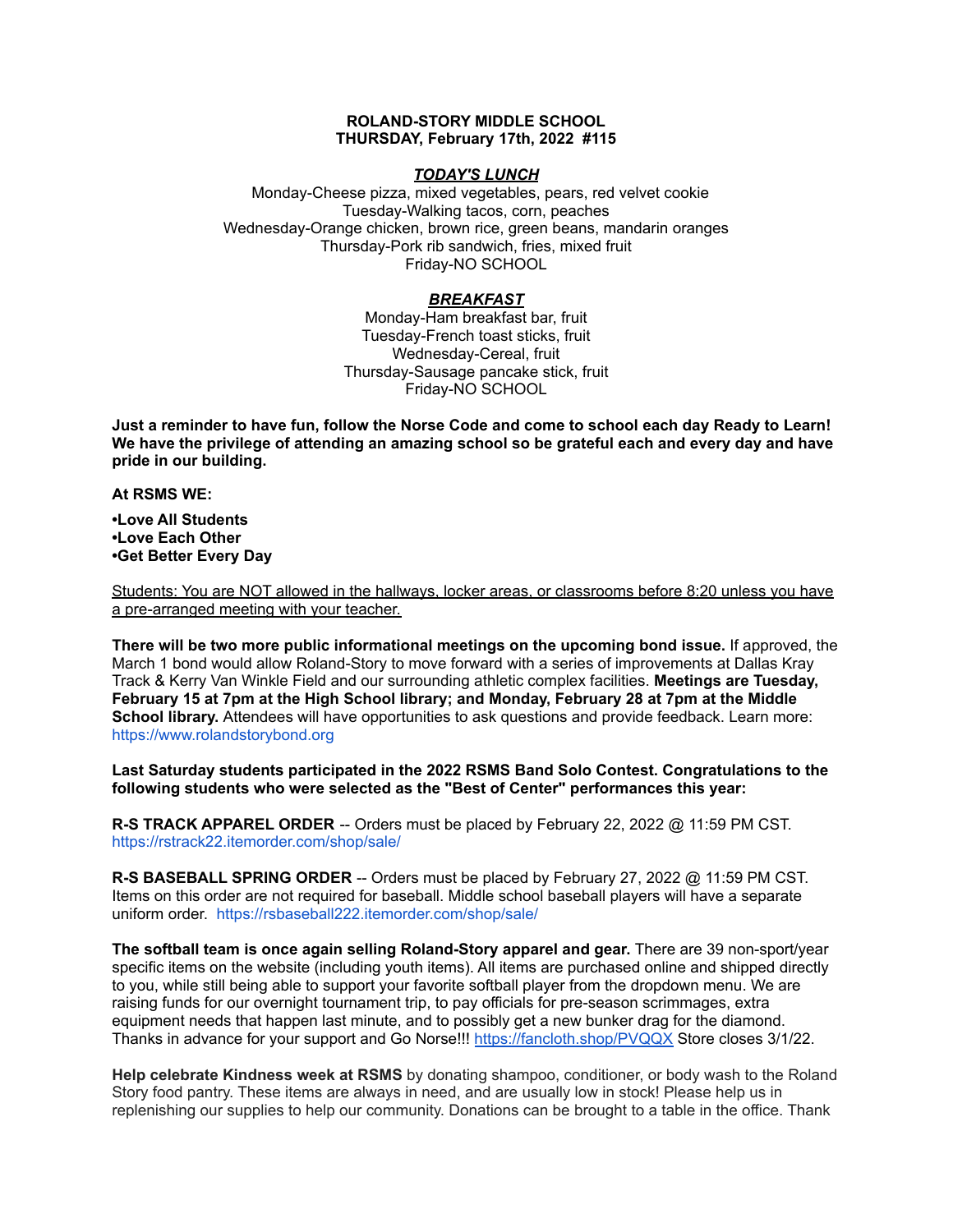**ROLAND-STORY MIDDLE SCHOOL**
**THURSDAY, February 17th, 2022 #115**

***TODAY'S LUNCH***

Monday-Cheese pizza, mixed vegetables, pears, red velvet cookie
Tuesday-Walking tacos, corn, peaches
Wednesday-Orange chicken, brown rice, green beans, mandarin oranges
Thursday-Pork rib sandwich, fries, mixed fruit
Friday-NO SCHOOL

***BREAKFAST***

Monday-Ham breakfast bar, fruit
Tuesday-French toast sticks, fruit
Wednesday-Cereal, fruit
Thursday-Sausage pancake stick, fruit
Friday-NO SCHOOL

**Just a reminder to have fun, follow the Norse Code and come to school each day Ready to Learn! We have the privilege of attending an amazing school so be grateful each and every day and have pride in our building.**

**At RSMS WE:**

**•Love All Students**
**•Love Each Other**
**•Get Better Every Day**

Students: You are NOT allowed in the hallways, locker areas, or classrooms before 8:20 unless you have a pre-arranged meeting with your teacher.

**There will be two more public informational meetings on the upcoming bond issue.** If approved, the March 1 bond would allow Roland-Story to move forward with a series of improvements at Dallas Kray Track & Kerry Van Winkle Field and our surrounding athletic complex facilities. **Meetings are Tuesday, February 15 at 7pm at the High School library; and Monday, February 28 at 7pm at the Middle School library.** Attendees will have opportunities to ask questions and provide feedback. Learn more: https://www.rolandstorybond.org

**Last Saturday students participated in the 2022 RSMS Band Solo Contest. Congratulations to the following students who were selected as the "Best of Center" performances this year:**

**R-S TRACK APPAREL ORDER** -- Orders must be placed by February 22, 2022 @ 11:59 PM CST. https://rstrack22.itemorder.com/shop/sale/

**R-S BASEBALL SPRING ORDER** -- Orders must be placed by February 27, 2022 @ 11:59 PM CST. Items on this order are not required for baseball. Middle school baseball players will have a separate uniform order. https://rsbaseball222.itemorder.com/shop/sale/

**The softball team is once again selling Roland-Story apparel and gear.** There are 39 non-sport/year specific items on the website (including youth items). All items are purchased online and shipped directly to you, while still being able to support your favorite softball player from the dropdown menu. We are raising funds for our overnight tournament trip, to pay officials for pre-season scrimmages, extra equipment needs that happen last minute, and to possibly get a new bunker drag for the diamond. Thanks in advance for your support and Go Norse!!! https://fancloth.shop/PVQQX Store closes 3/1/22.

**Help celebrate Kindness week at RSMS** by donating shampoo, conditioner, or body wash to the Roland Story food pantry. These items are always in need, and are usually low in stock! Please help us in replenishing our supplies to help our community. Donations can be brought to a table in the office. Thank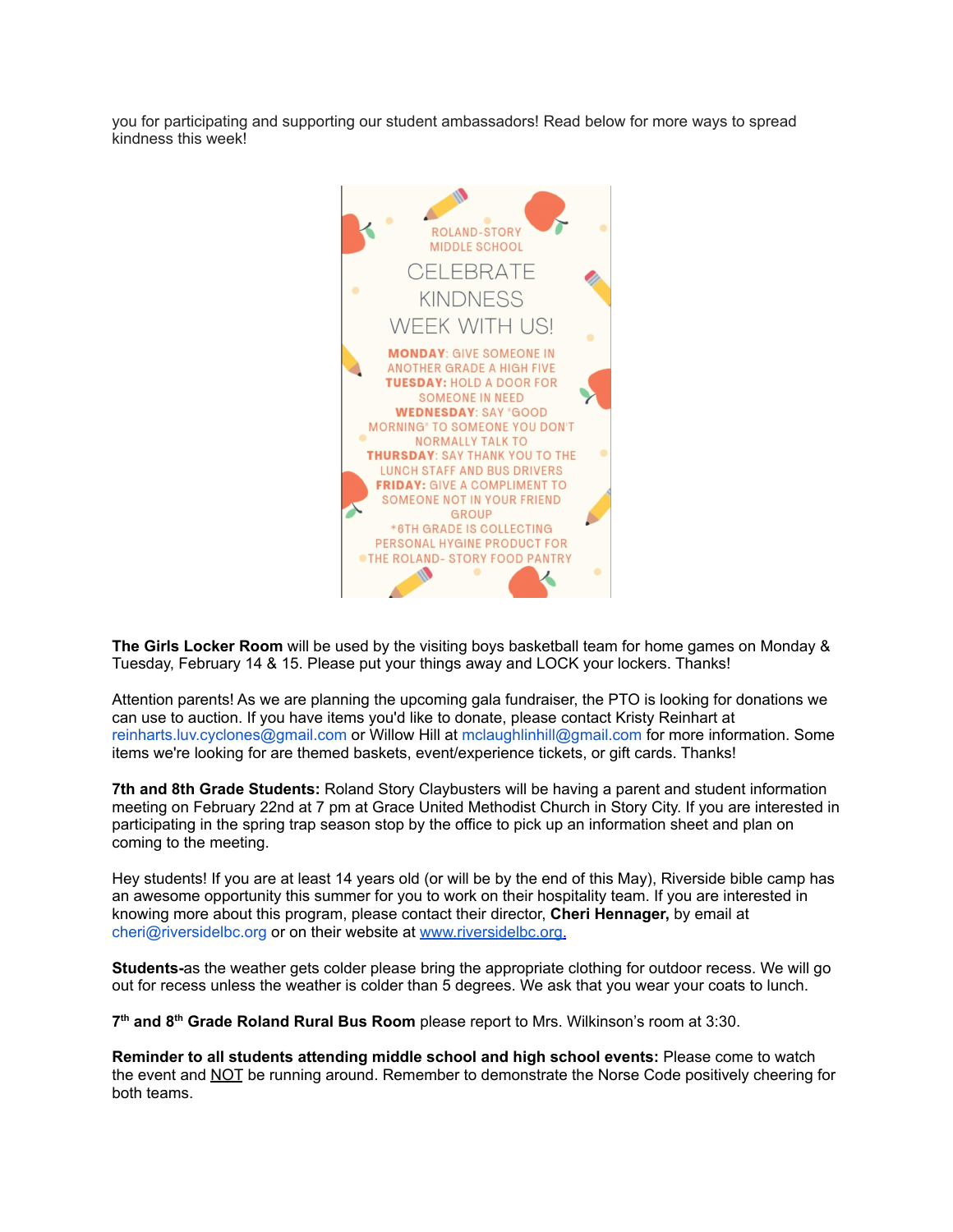you for participating and supporting our student ambassadors! Read below for more ways to spread kindness this week!

ROLAND-STORY
MIDDLE SCHOOL

CELEBRATE
KINDNESS
WEEK WITH US!

**MONDAY**: GIVE SOMEONE IN ANOTHER GRADE A HIGH FIVE
**TUESDAY:** HOLD A DOOR FOR SOMEONE IN NEED
**WEDNESDAY**: SAY "GOOD MORNING" TO SOMEONE YOU DON'T NORMALLY TALK TO
**THURSDAY**: SAY THANK YOU TO THE LUNCH STAFF AND BUS DRIVERS
**FRIDAY:** GIVE A COMPLIMENT TO SOMEONE NOT IN YOUR FRIEND GROUP

*6TH GRADE IS COLLECTING PERSONAL HYGINE PRODUCT FOR THE ROLAND- STORY FOOD PANTRY

**The Girls Locker Room** will be used by the visiting boys basketball team for home games on Monday & Tuesday, February 14 & 15. Please put your things away and LOCK your lockers. Thanks!

Attention parents! As we are planning the upcoming gala fundraiser, the PTO is looking for donations we can use to auction. If you have items you'd like to donate, please contact Kristy Reinhart at reinharts.luv.cyclones@gmail.com or Willow Hill at mclaughlinhill@gmail.com for more information. Some items we're looking for are themed baskets, event/experience tickets, or gift cards. Thanks!

**7th and 8th Grade Students:** Roland Story Claybusters will be having a parent and student information meeting on February 22nd at 7 pm at Grace United Methodist Church in Story City. If you are interested in participating in the spring trap season stop by the office to pick up an information sheet and plan on coming to the meeting.

Hey students! If you are at least 14 years old (or will be by the end of this May), Riverside bible camp has an awesome opportunity this summer for you to work on their hospitality team. If you are interested in knowing more about this program, please contact their director, **Cheri Hennager,** by email at cheri@riversidelbc.org or on their website at www.riversidelbc.org.

**Students-**as the weather gets colder please bring the appropriate clothing for outdoor recess. We will go out for recess unless the weather is colder than 5 degrees. We ask that you wear your coats to lunch.

**7th and 8th Grade Roland Rural Bus Room** please report to Mrs. Wilkinson's room at 3:30.

**Reminder to all students attending middle school and high school events:** Please come to watch the event and NOT be running around. Remember to demonstrate the Norse Code positively cheering for both teams.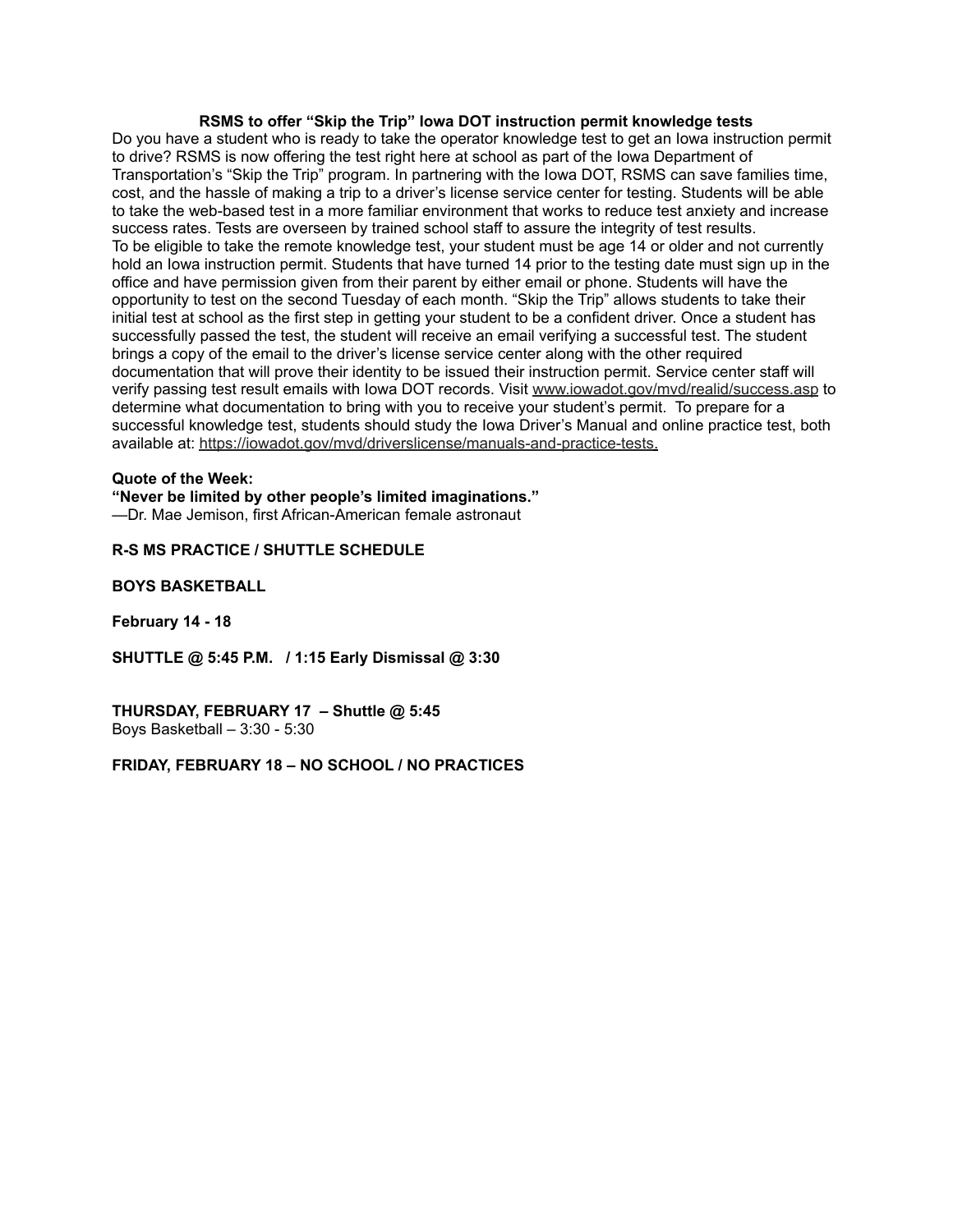### RSMS to offer “Skip the Trip” Iowa DOT instruction permit knowledge tests

Do you have a student who is ready to take the operator knowledge test to get an Iowa instruction permit to drive? RSMS is now offering the test right here at school as part of the Iowa Department of Transportation’s “Skip the Trip” program. In partnering with the Iowa DOT, RSMS can save families time, cost, and the hassle of making a trip to a driver’s license service center for testing. Students will be able to take the web-based test in a more familiar environment that works to reduce test anxiety and increase success rates. Tests are overseen by trained school staff to assure the integrity of test results.

To be eligible to take the remote knowledge test, your student must be age 14 or older and not currently hold an Iowa instruction permit. Students that have turned 14 prior to the testing date must sign up in the office and have permission given from their parent by either email or phone. Students will have the opportunity to test on the second Tuesday of each month. “Skip the Trip” allows students to take their initial test at school as the first step in getting your student to be a confident driver. Once a student has successfully passed the test, the student will receive an email verifying a successful test. The student brings a copy of the email to the driver’s license service center along with the other required documentation that will prove their identity to be issued their instruction permit. Service center staff will verify passing test result emails with Iowa DOT records. Visit www.iowadot.gov/mvd/realid/success.asp to determine what documentation to bring with you to receive your student’s permit. To prepare for a successful knowledge test, students should study the Iowa Driver’s Manual and online practice test, both available at: https://iowadot.gov/mvd/driverslicense/manuals-and-practice-tests.

**Quote of the Week:**
**“Never be limited by other people’s limited imaginations.”**
—Dr. Mae Jemison, first African-American female astronaut

**R-S MS PRACTICE / SHUTTLE SCHEDULE**

**BOYS BASKETBALL**

**February 14 - 18**

**SHUTTLE @ 5:45 P.M. / 1:15 Early Dismissal @ 3:30**

**THURSDAY, FEBRUARY 17 – Shuttle @ 5:45**
Boys Basketball – 3:30 - 5:30

**FRIDAY, FEBRUARY 18 – NO SCHOOL / NO PRACTICES**